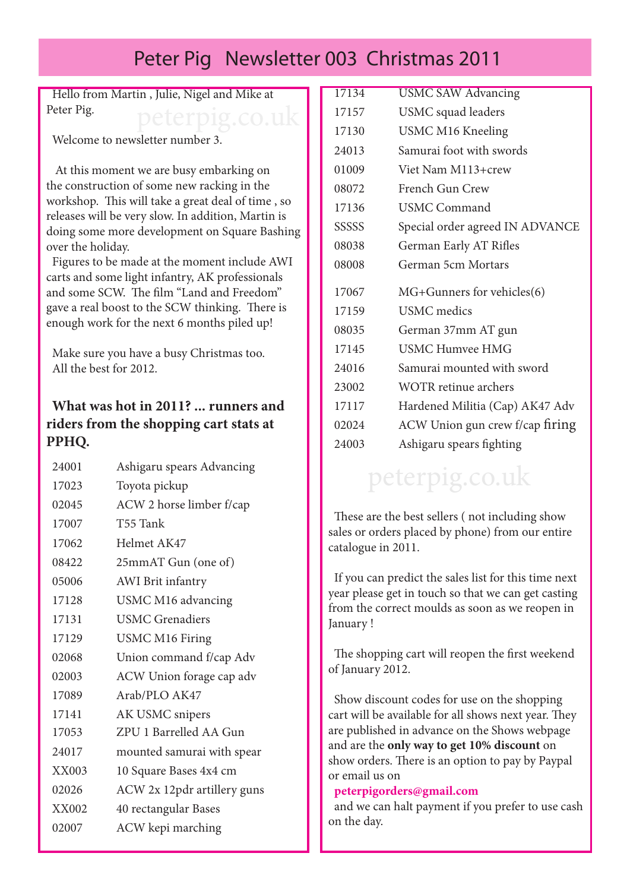# Peter Pig Newsletter 003 Christmas 2011

Hello from Martin , Julie, Nigel and Mike at Peter Pig.

Welcome to newsletter number 3.

At this moment we are busy embarking on the construction of some new racking in the workshop. This will take a great deal of time , so releases will be very slow. In addition, Martin is doing some more development on Square Bashing over the holiday.

Figures to be made at the moment include AWI carts and some light infantry, AK professionals and some SCW. The film "Land and Freedom" gave a real boost to the SCW thinking. There is enough work for the next 6 months piled up!

Make sure you have a busy Christmas too. All the best for 2012.

## What was hot in 2011? ... runners and riders from the shopping cart stats at PPHQ.

| | |
|---|---|
| 24001 | Ashigaru spears Advancing |
| 17023 | Toyota pickup |
| 02045 | ACW 2 horse limber f/cap |
| 17007 | T55 Tank |
| 17062 | Helmet AK47 |
| 08422 | 25mmAT Gun (one of) |
| 05006 | AWI Brit infantry |
| 17128 | USMC M16 advancing |
| 17131 | USMC Grenadiers |
| 17129 | USMC M16 Firing |
| 02068 | Union command f/cap Adv |
| 02003 | ACW Union forage cap adv |
| 17089 | Arab/PLO AK47 |
| 17141 | AK USMC snipers |
| 17053 | ZPU 1 Barrelled AA Gun |
| 24017 | mounted samurai with spear |
| XX003 | 10 Square Bases 4x4 cm |
| 02026 | ACW 2x 12pdr artillery guns |
| XX002 | 40 rectangular Bases |
| 02007 | ACW kepi marching |
| 17134 | USMC SAW Advancing |
| 17157 | USMC squad leaders |
| 17130 | USMC M16 Kneeling |
| 24013 | Samurai foot with swords |
| 01009 | Viet Nam M113+crew |
| 08072 | French Gun Crew |
| 17136 | USMC Command |
| SSSSS | Special order agreed IN ADVANCE |
| 08038 | German Early AT Rifles |
| 08008 | German 5cm Mortars |
| 17067 | MG+Gunners for vehicles(6) |
| 17159 | USMC medics |
| 08035 | German 37mm AT gun |
| 17145 | USMC Humvee HMG |
| 24016 | Samurai mounted with sword |
| 23002 | WOTR retinue archers |
| 17117 | Hardened Militia (Cap) AK47 Adv |
| 02024 | ACW Union gun crew f/cap firing |
| 24003 | Ashigaru spears fighting |

These are the best sellers ( not including show sales or orders placed by phone) from our entire catalogue in 2011.

If you can predict the sales list for this time next year please get in touch so that we can get casting from the correct moulds as soon as we reopen in January !

The shopping cart will reopen the first weekend of January 2012.

Show discount codes for use on the shopping cart will be available for all shows next year. They are published in advance on the Shows webpage and are the **only way to get 10% discount** on show orders. There is an option to pay by Paypal or email us on

**peterpigorders@gmail.com**

and we can halt payment if you prefer to use cash on the day.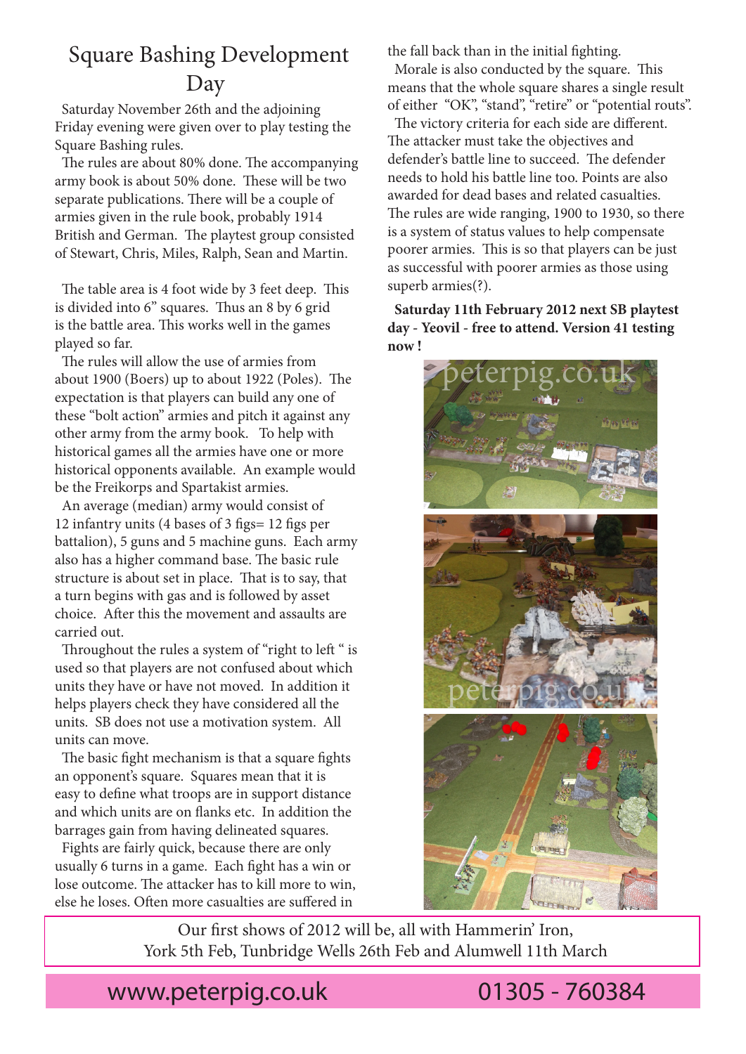# Square Bashing Development Day

Saturday November 26th and the adjoining Friday evening were given over to play testing the Square Bashing rules.

The rules are about 80% done. The accompanying army book is about 50% done. These will be two separate publications. There will be a couple of armies given in the rule book, probably 1914 British and German. The playtest group consisted of Stewart, Chris, Miles, Ralph, Sean and Martin.

The table area is 4 foot wide by 3 feet deep. This is divided into 6" squares. Thus an 8 by 6 grid is the battle area. This works well in the games played so far.

The rules will allow the use of armies from about 1900 (Boers) up to about 1922 (Poles). The expectation is that players can build any one of these "bolt action" armies and pitch it against any other army from the army book. To help with historical games all the armies have one or more historical opponents available. An example would be the Freikorps and Spartakist armies.

An average (median) army would consist of 12 infantry units (4 bases of 3 figs= 12 figs per battalion), 5 guns and 5 machine guns. Each army also has a higher command base. The basic rule structure is about set in place. That is to say, that a turn begins with gas and is followed by asset choice. After this the movement and assaults are carried out.

Throughout the rules a system of "right to left " is used so that players are not confused about which units they have or have not moved. In addition it helps players check they have considered all the units. SB does not use a motivation system. All units can move.

The basic fight mechanism is that a square fights an opponent's square. Squares mean that it is easy to define what troops are in support distance and which units are on flanks etc. In addition the barrages gain from having delineated squares.

Fights are fairly quick, because there are only usually 6 turns in a game. Each fight has a win or lose outcome. The attacker has to kill more to win, else he loses. Often more casualties are suffered in the fall back than in the initial fighting.

Morale is also conducted by the square. This means that the whole square shares a single result of either "OK", "stand", "retire" or "potential routs".

The victory criteria for each side are different. The attacker must take the objectives and defender's battle line to succeed. The defender needs to hold his battle line too. Points are also awarded for dead bases and related casualties. The rules are wide ranging, 1900 to 1930, so there is a system of status values to help compensate poorer armies. This is so that players can be just as successful with poorer armies as those using superb armies(?).

**Saturday 11th February 2012 next SB playtest day - Yeovil - free to attend. Version 41 testing now !**

Our first shows of 2012 will be, all with Hammerin' Iron, York 5th Feb, Tunbridge Wells 26th Feb and Alumwell 11th March

www.peterpig.co.uk 01305 - 760384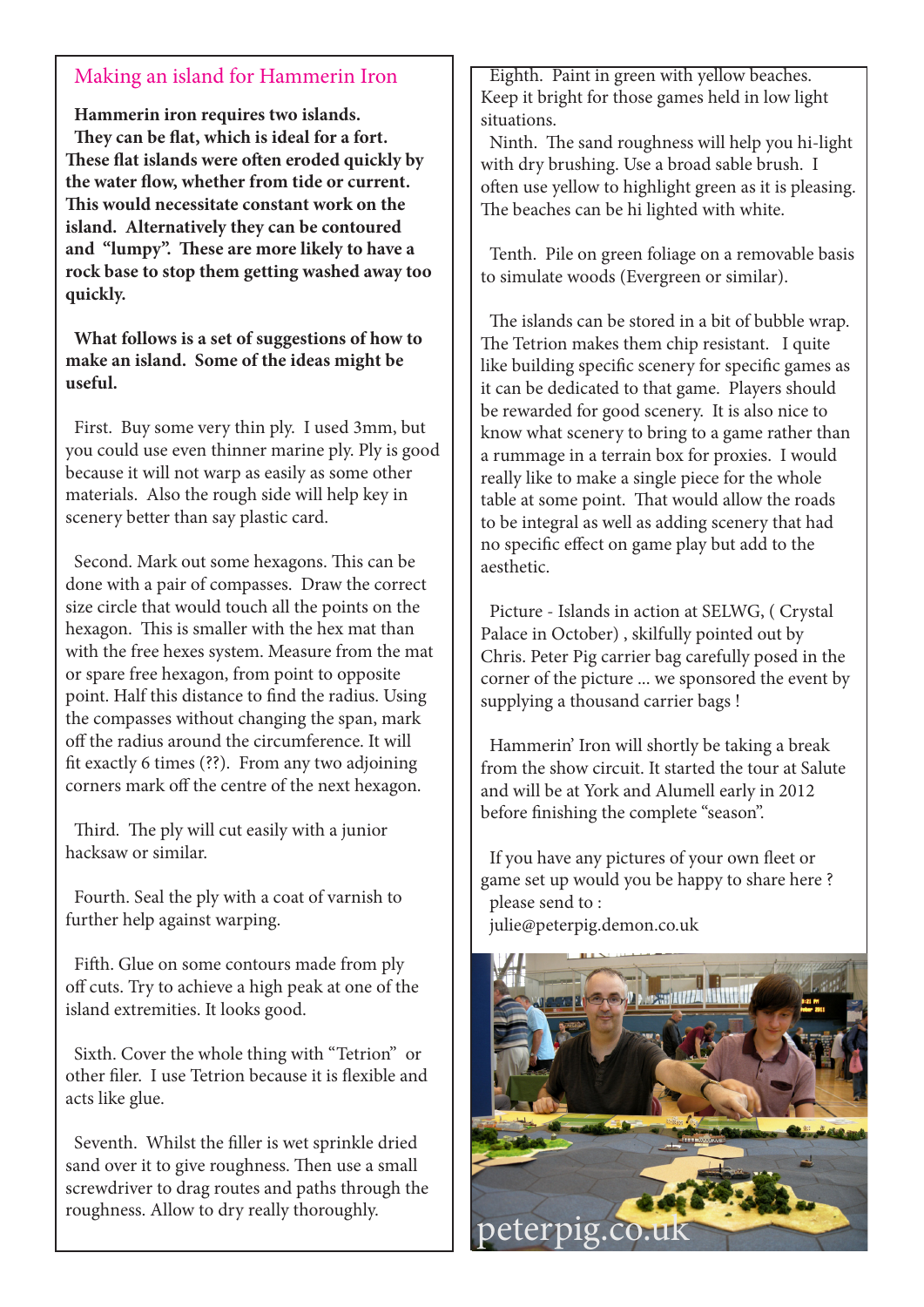## Making an island for Hammerin Iron

**Hammerin iron requires two islands. They can be flat, which is ideal for a fort. These flat islands were often eroded quickly by the water flow, whether from tide or current. This would necessitate constant work on the island. Alternatively they can be contoured and "lumpy". These are more likely to have a rock base to stop them getting washed away too quickly.**

**What follows is a set of suggestions of how to make an island. Some of the ideas might be useful.**

First. Buy some very thin ply. I used 3mm, but you could use even thinner marine ply. Ply is good because it will not warp as easily as some other materials. Also the rough side will help key in scenery better than say plastic card.

Second. Mark out some hexagons. This can be done with a pair of compasses. Draw the correct size circle that would touch all the points on the hexagon. This is smaller with the hex mat than with the free hexes system. Measure from the mat or spare free hexagon, from point to opposite point. Half this distance to find the radius. Using the compasses without changing the span, mark off the radius around the circumference. It will fit exactly 6 times (??). From any two adjoining corners mark off the centre of the next hexagon.

Third. The ply will cut easily with a junior hacksaw or similar.

Fourth. Seal the ply with a coat of varnish to further help against warping.

Fifth. Glue on some contours made from ply off cuts. Try to achieve a high peak at one of the island extremities. It looks good.

Sixth. Cover the whole thing with "Tetrion" or other filer. I use Tetrion because it is flexible and acts like glue.

Seventh. Whilst the filler is wet sprinkle dried sand over it to give roughness. Then use a small screwdriver to drag routes and paths through the roughness. Allow to dry really thoroughly.

Eighth. Paint in green with yellow beaches. Keep it bright for those games held in low light situations.

Ninth. The sand roughness will help you hi-light with dry brushing. Use a broad sable brush. I often use yellow to highlight green as it is pleasing. The beaches can be hi lighted with white.

Tenth. Pile on green foliage on a removable basis to simulate woods (Evergreen or similar).

The islands can be stored in a bit of bubble wrap. The Tetrion makes them chip resistant. I quite like building specific scenery for specific games as it can be dedicated to that game. Players should be rewarded for good scenery. It is also nice to know what scenery to bring to a game rather than a rummage in a terrain box for proxies. I would really like to make a single piece for the whole table at some point. That would allow the roads to be integral as well as adding scenery that had no specific effect on game play but add to the aesthetic.

Picture - Islands in action at SELWG, ( Crystal Palace in October) , skilfully pointed out by Chris. Peter Pig carrier bag carefully posed in the corner of the picture ... we sponsored the event by supplying a thousand carrier bags !

Hammerin' Iron will shortly be taking a break from the show circuit. It started the tour at Salute and will be at York and Alumell early in 2012 before finishing the complete "season".

If you have any pictures of your own fleet or game set up would you be happy to share here ? please send to :
julie@peterpig.demon.co.uk

peterpig.co.uk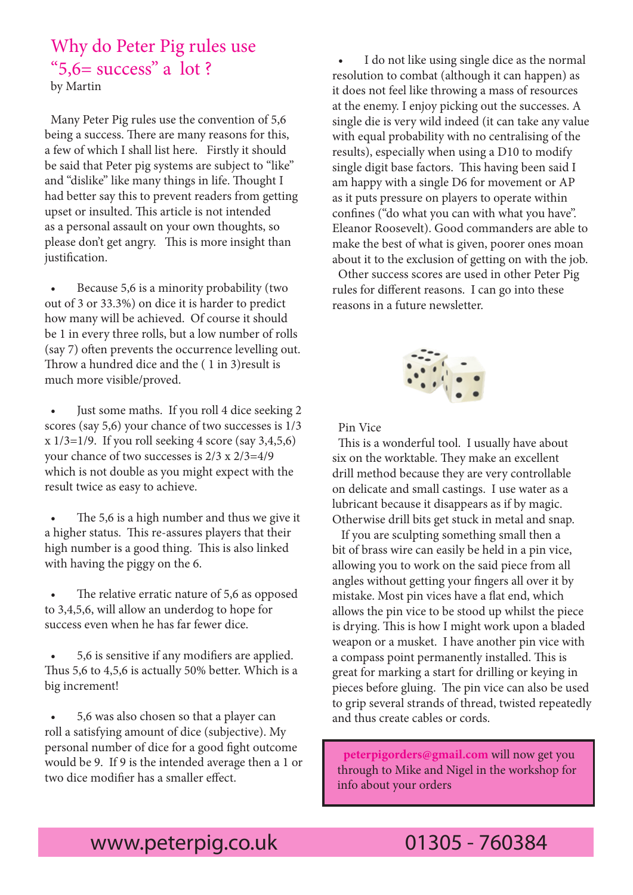# Why do Peter Pig rules use "5,6= success" a lot ?

by Martin

Many Peter Pig rules use the convention of 5,6 being a success. There are many reasons for this, a few of which I shall list here. Firstly it should be said that Peter pig systems are subject to "like" and "dislike" like many things in life. Thought I had better say this to prevent readers from getting upset or insulted. This article is not intended as a personal assault on your own thoughts, so please don't get angry. This is more insight than justification.

- Because 5,6 is a minority probability (two out of 3 or 33.3%) on dice it is harder to predict how many will be achieved. Of course it should be 1 in every three rolls, but a low number of rolls (say 7) often prevents the occurrence levelling out. Throw a hundred dice and the ( 1 in 3)result is much more visible/proved.

- Just some maths. If you roll 4 dice seeking 2 scores (say 5,6) your chance of two successes is 1/3 x 1/3=1/9. If you roll seeking 4 score (say 3,4,5,6) your chance of two successes is 2/3 x 2/3=4/9 which is not double as you might expect with the result twice as easy to achieve.

- The 5,6 is a high number and thus we give it a higher status. This re-assures players that their high number is a good thing. This is also linked with having the piggy on the 6.

- The relative erratic nature of 5,6 as opposed to 3,4,5,6, will allow an underdog to hope for success even when he has far fewer dice.

- 5,6 is sensitive if any modifiers are applied. Thus 5,6 to 4,5,6 is actually 50% better. Which is a big increment!

- 5,6 was also chosen so that a player can roll a satisfying amount of dice (subjective). My personal number of dice for a good fight outcome would be 9. If 9 is the intended average then a 1 or two dice modifier has a smaller effect.

- I do not like using single dice as the normal resolution to combat (although it can happen) as it does not feel like throwing a mass of resources at the enemy. I enjoy picking out the successes. A single die is very wild indeed (it can take any value with equal probability with no centralising of the results), especially when using a D10 to modify single digit base factors. This having been said I am happy with a single D6 for movement or AP as it puts pressure on players to operate within confines ("do what you can with what you have". Eleanor Roosevelt). Good commanders are able to make the best of what is given, poorer ones moan about it to the exclusion of getting on with the job.

Other success scores are used in other Peter Pig rules for different reasons. I can go into these reasons in a future newsletter.

## Pin Vice

This is a wonderful tool. I usually have about six on the worktable. They make an excellent drill method because they are very controllable on delicate and small castings. I use water as a lubricant because it disappears as if by magic. Otherwise drill bits get stuck in metal and snap.

If you are sculpting something small then a bit of brass wire can easily be held in a pin vice, allowing you to work on the said piece from all angles without getting your fingers all over it by mistake. Most pin vices have a flat end, which allows the pin vice to be stood up whilst the piece is drying. This is how I might work upon a bladed weapon or a musket. I have another pin vice with a compass point permanently installed. This is great for marking a start for drilling or keying in pieces before gluing. The pin vice can also be used to grip several strands of thread, twisted repeatedly and thus create cables or cords.

**peterpigorders@gmail.com** will now get you through to Mike and Nigel in the workshop for info about your orders

www.peterpig.co.uk 01305 - 760384